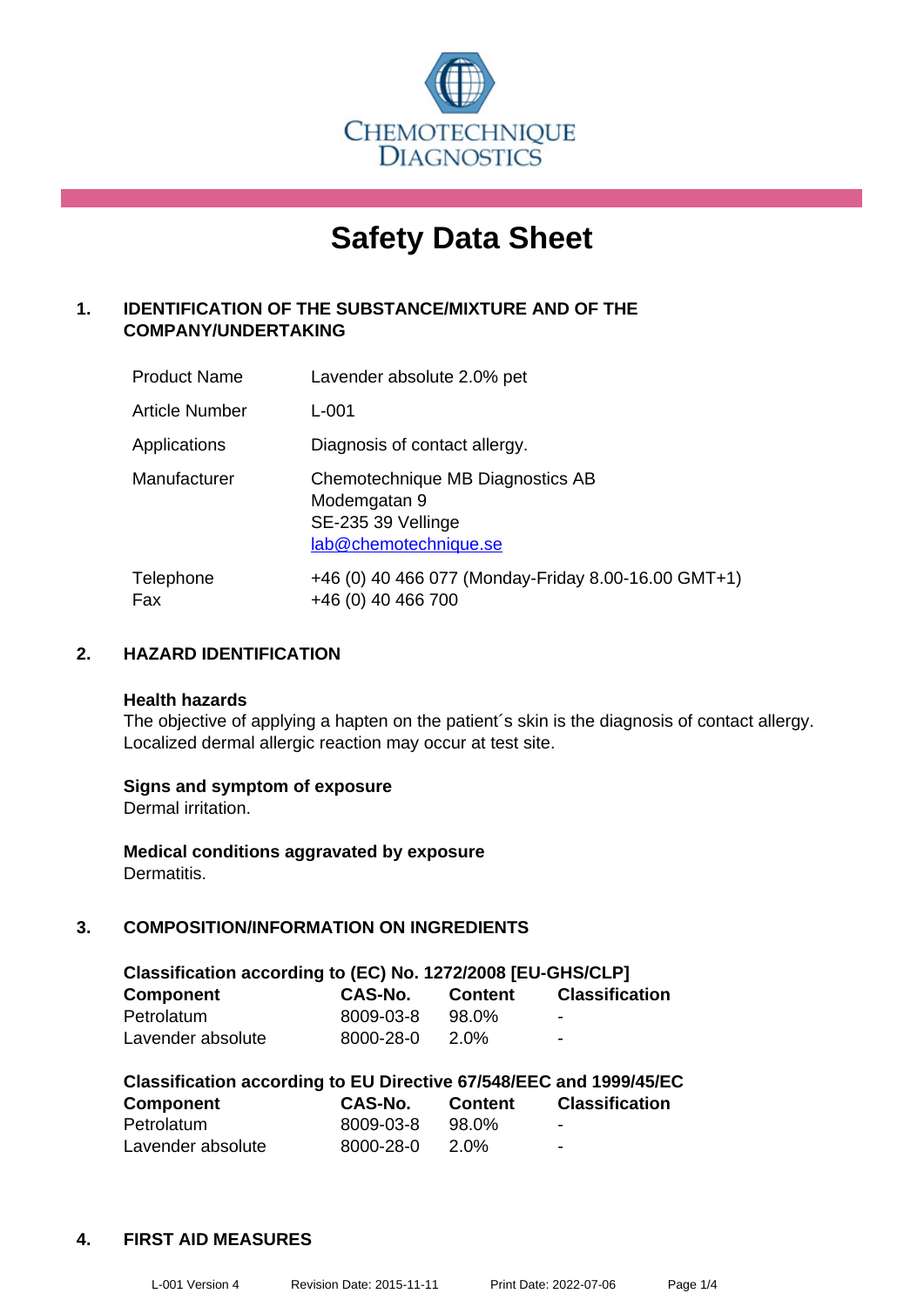CHEMOTECHNIQUE DIAGNOSTICS

# Safety Data Sheet

## 1. IDENTIFICATION OF THE SUBSTANCE/MIXTURE AND OF THE COMPANY/UNDERTAKING

| | |
|---|---|
| Product Name | Lavender absolute 2.0% pet |
| Article Number | L-001 |
| Applications | Diagnosis of contact allergy. |
| Manufacturer | Chemotechnique MB Diagnostics AB<br>Modemgatan 9<br>SE-235 39 Vellinge<br>lab@chemotechnique.se |
| Telephone<br>Fax | +46 (0) 40 466 077 (Monday-Friday 8.00-16.00 GMT+1)<br>+46 (0) 40 466 700 |

## 2. HAZARD IDENTIFICATION

**Health hazards**

The objective of applying a hapten on the patient´s skin is the diagnosis of contact allergy. Localized dermal allergic reaction may occur at test site.

**Signs and symptom of exposure**

Dermal irritation.

**Medical conditions aggravated by exposure**

Dermatitis.

## 3. COMPOSITION/INFORMATION ON INGREDIENTS

**Classification according to (EC) No. 1272/2008 [EU-GHS/CLP]**

| Component | CAS-No. | Content | Classification |
|---|---|---|---|
| Petrolatum | 8009-03-8 | 98.0% | - |
| Lavender absolute | 8000-28-0 | 2.0% | - |

**Classification according to EU Directive 67/548/EEC and 1999/45/EC**

| Component | CAS-No. | Content | Classification |
|---|---|---|---|
| Petrolatum | 8009-03-8 | 98.0% | - |
| Lavender absolute | 8000-28-0 | 2.0% | - |

## 4. FIRST AID MEASURES

L-001 Version 4 Revision Date: 2015-11-11 Print Date: 2022-07-06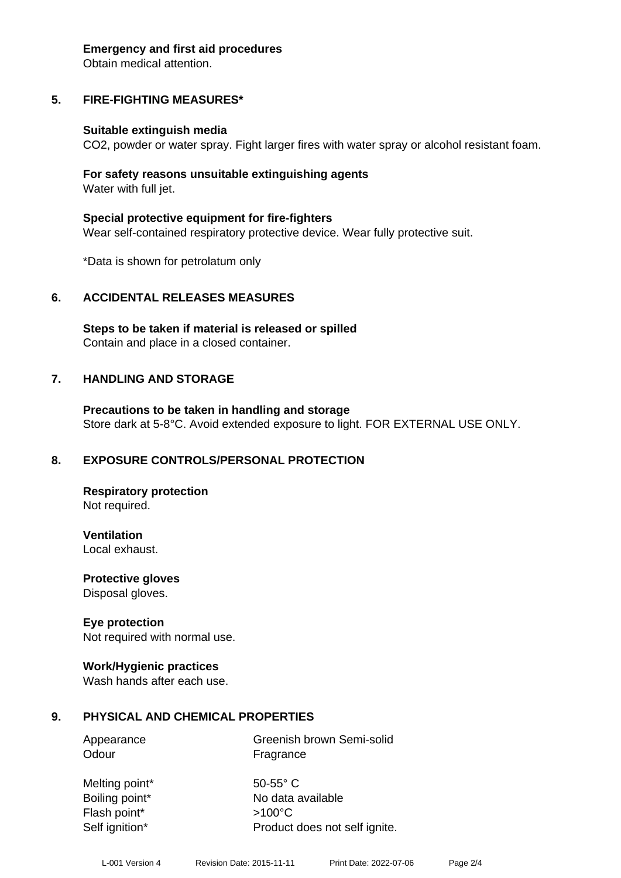**Emergency and first aid procedures**
Obtain medical attention.

## 5. FIRE-FIGHTING MEASURES*

**Suitable extinguish media**
$CO_2$, powder or water spray. Fight larger fires with water spray or alcohol resistant foam.

**For safety reasons unsuitable extinguishing agents**
Water with full jet.

**Special protective equipment for fire-fighters**
Wear self-contained respiratory protective device. Wear fully protective suit.

*Data is shown for petrolatum only

## 6. ACCIDENTAL RELEASES MEASURES

**Steps to be taken if material is released or spilled**
Contain and place in a closed container.

## 7. HANDLING AND STORAGE

**Precautions to be taken in handling and storage**
Store dark at 5-8°C. Avoid extended exposure to light. FOR EXTERNAL USE ONLY.

## 8. EXPOSURE CONTROLS/PERSONAL PROTECTION

**Respiratory protection**
Not required.

**Ventilation**
Local exhaust.

**Protective gloves**
Disposal gloves.

**Eye protection**
Not required with normal use.

**Work/Hygienic practices**
Wash hands after each use.

## 9. PHYSICAL AND CHEMICAL PROPERTIES

| | |
|---|---|
| Appearance | Greenish brown Semi-solid |
| Odour | Fragrance |
| Melting point* | 50-55° C |
| Boiling point* | No data available |
| Flash point* | >100°C |
| Self ignition* | Product does not self ignite. |

L-001 Version 4 Revision Date: 2015-11-11 Print Date: 2022-07-06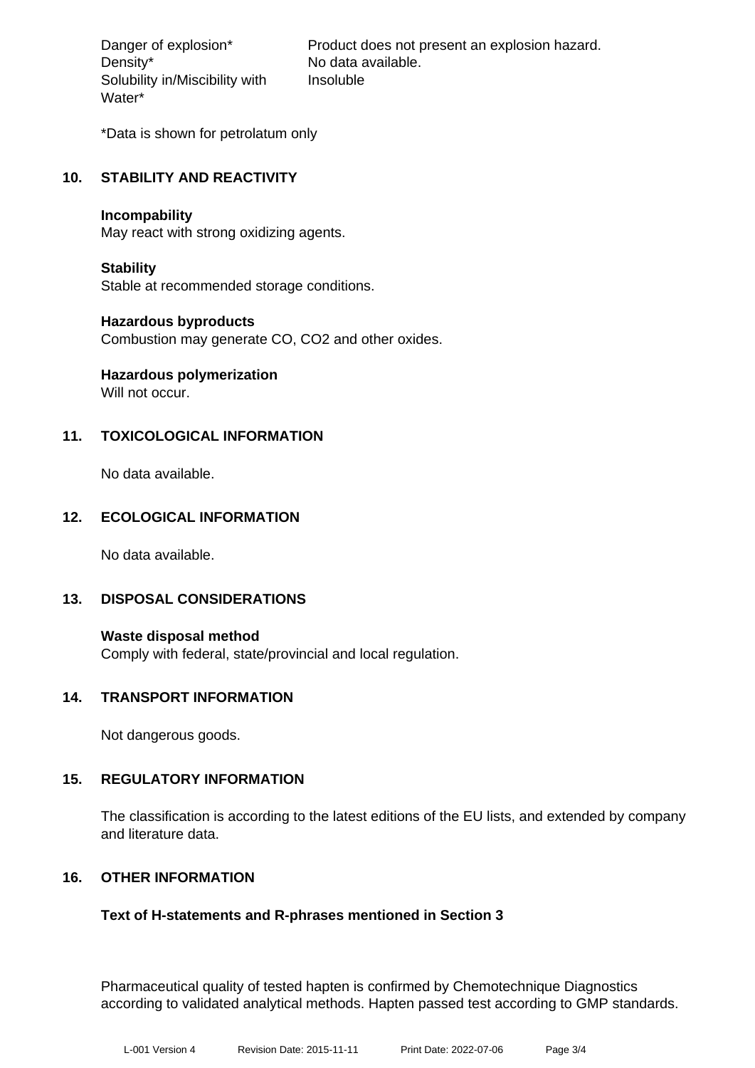| | |
|---|---|
| Danger of explosion* | Product does not present an explosion hazard. |
| Density* | No data available. |
| Solubility in/Miscibility with Water* | Insoluble |

*Data is shown for petrolatum only

## 10. STABILITY AND REACTIVITY

**Incompability**
May react with strong oxidizing agents.

**Stability**
Stable at recommended storage conditions.

**Hazardous byproducts**
Combustion may generate CO, CO2 and other oxides.

**Hazardous polymerization**
Will not occur.

## 11. TOXICOLOGICAL INFORMATION

No data available.

## 12. ECOLOGICAL INFORMATION

No data available.

## 13. DISPOSAL CONSIDERATIONS

**Waste disposal method**
Comply with federal, state/provincial and local regulation.

## 14. TRANSPORT INFORMATION

Not dangerous goods.

## 15. REGULATORY INFORMATION

The classification is according to the latest editions of the EU lists, and extended by company and literature data.

## 16. OTHER INFORMATION

**Text of H-statements and R-phrases mentioned in Section 3**

Pharmaceutical quality of tested hapten is confirmed by Chemotechnique Diagnostics according to validated analytical methods. Hapten passed test according to GMP standards.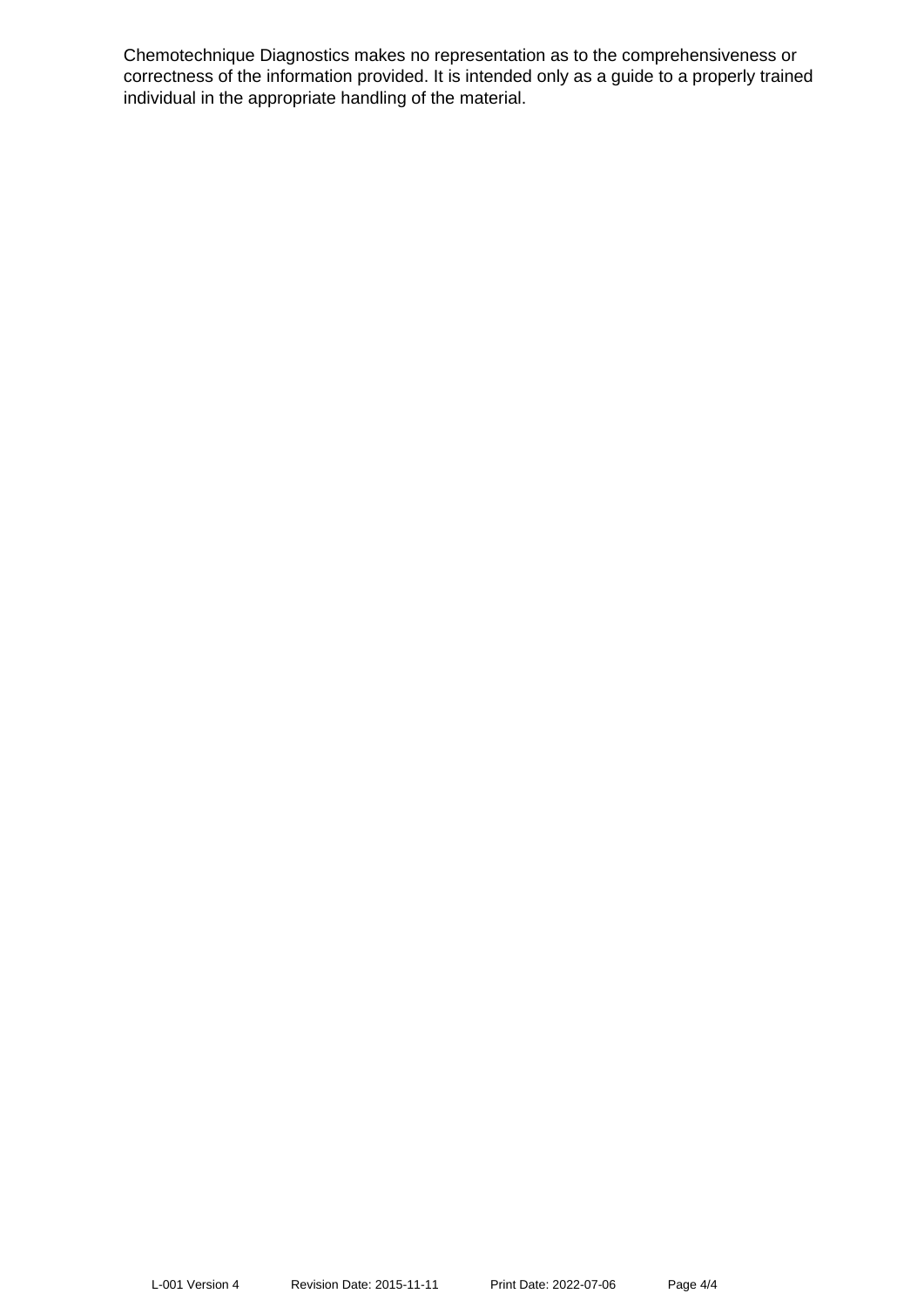Chemotechnique Diagnostics makes no representation as to the comprehensiveness or correctness of the information provided. It is intended only as a guide to a properly trained individual in the appropriate handling of the material.